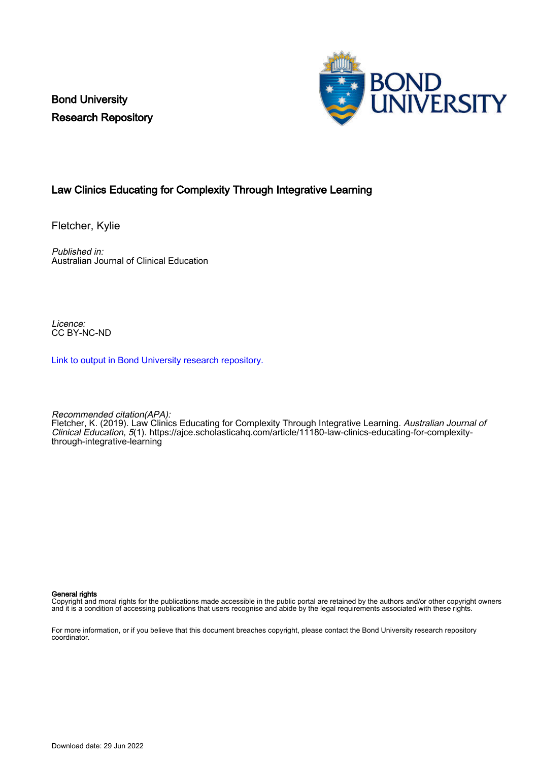Bond University
Research Repository

# Law Clinics Educating for Complexity Through Integrative Learning

Fletcher, Kylie

*Published in:*
Australian Journal of Clinical Education

*Licence:*
CC BY-NC-ND

Link to output in Bond University research repository.

*Recommended citation(APA):*
Fletcher, K. (2019). Law Clinics Educating for Complexity Through Integrative Learning. *Australian Journal of Clinical Education*, *5*(1). https://ajce.scholasticahq.com/article/11180-law-clinics-educating-for-complexity-through-integrative-learning

**General rights**
Copyright and moral rights for the publications made accessible in the public portal are retained by the authors and/or other copyright owners and it is a condition of accessing publications that users recognise and abide by the legal requirements associated with these rights.

For more information, or if you believe that this document breaches copyright, please contact the Bond University research repository coordinator.

Download date: 29 Jun 2022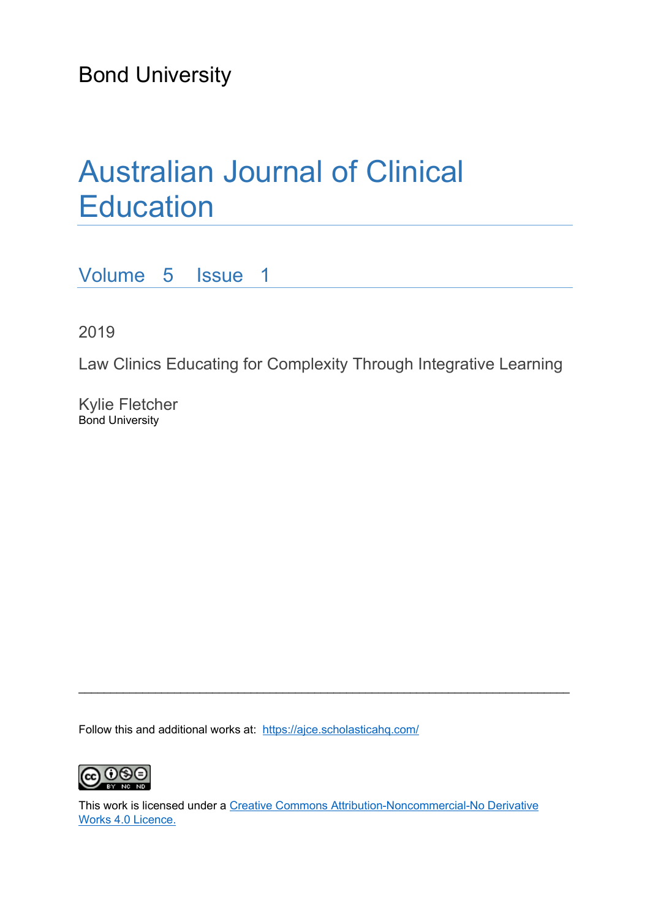Bond University

# Australian Journal of Clinical Education

## Volume 5 Issue 1

2019

Law Clinics Educating for Complexity Through Integrative Learning

Kylie Fletcher
Bond University

---

Follow this and additional works at: https://ajce.scholasticahq.com/

This work is licensed under a Creative Commons Attribution-Noncommercial-No Derivative Works 4.0 Licence.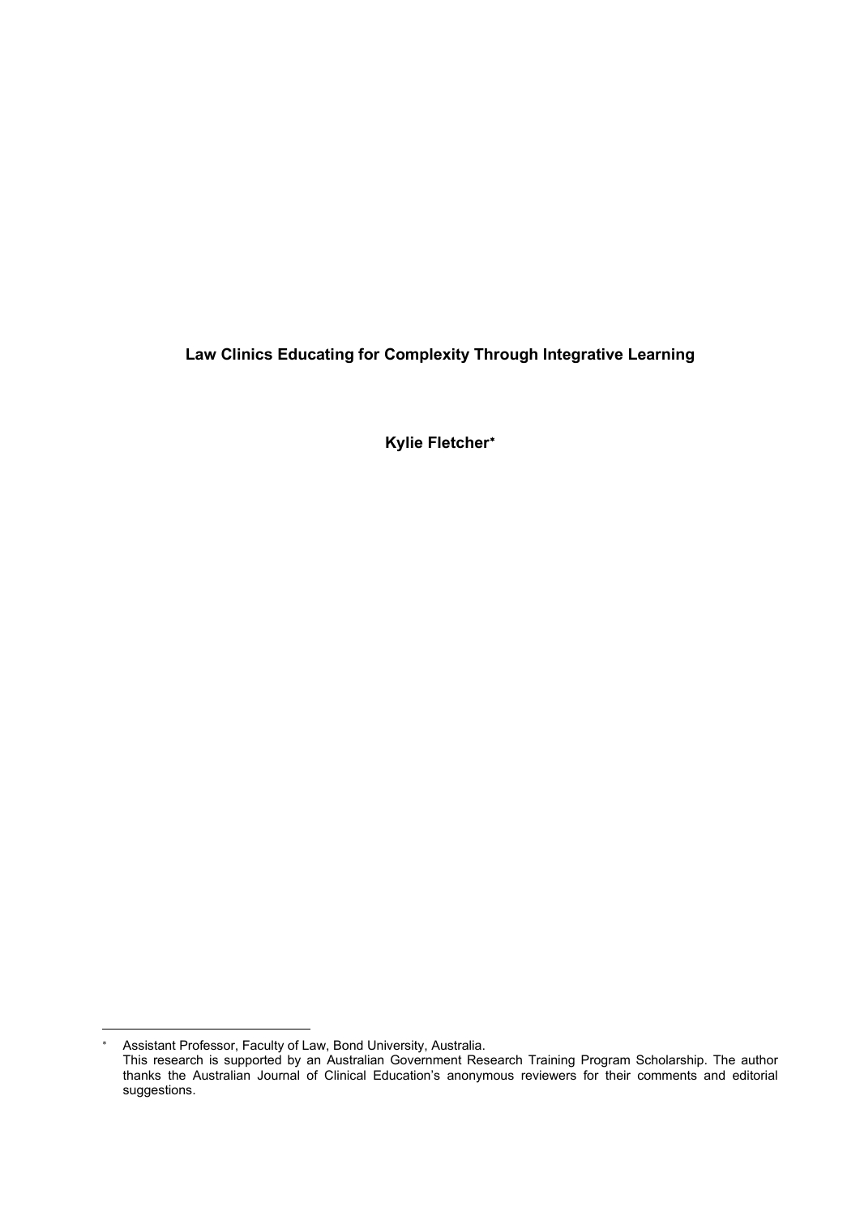**Law Clinics Educating for Complexity Through Integrative Learning**

**Kylie Fletcher***

---

* Assistant Professor, Faculty of Law, Bond University, Australia.
This research is supported by an Australian Government Research Training Program Scholarship. The author thanks the Australian Journal of Clinical Education's anonymous reviewers for their comments and editorial suggestions.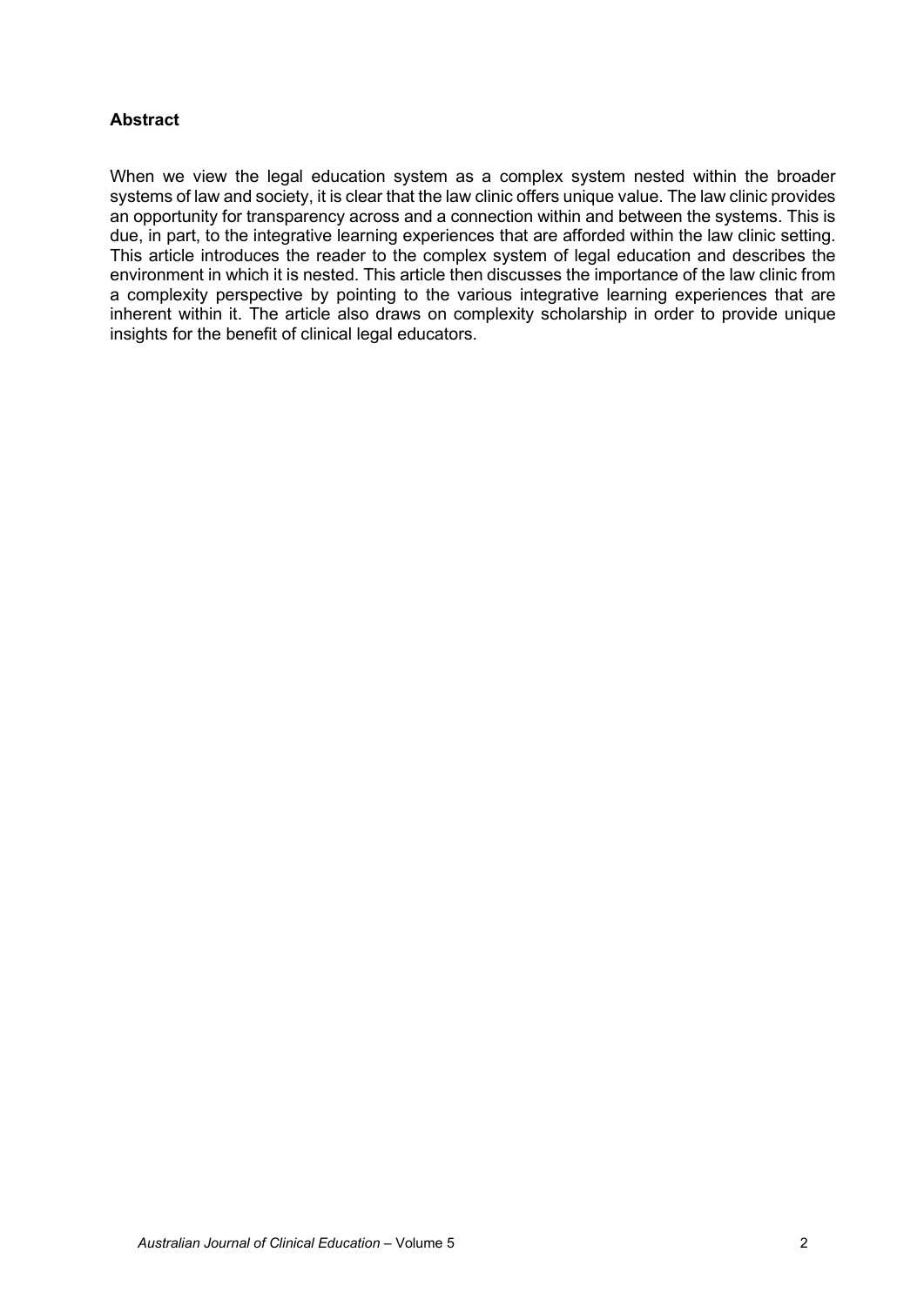## Abstract

When we view the legal education system as a complex system nested within the broader systems of law and society, it is clear that the law clinic offers unique value. The law clinic provides an opportunity for transparency across and a connection within and between the systems. This is due, in part, to the integrative learning experiences that are afforded within the law clinic setting. This article introduces the reader to the complex system of legal education and describes the environment in which it is nested. This article then discusses the importance of the law clinic from a complexity perspective by pointing to the various integrative learning experiences that are inherent within it. The article also draws on complexity scholarship in order to provide unique insights for the benefit of clinical legal educators.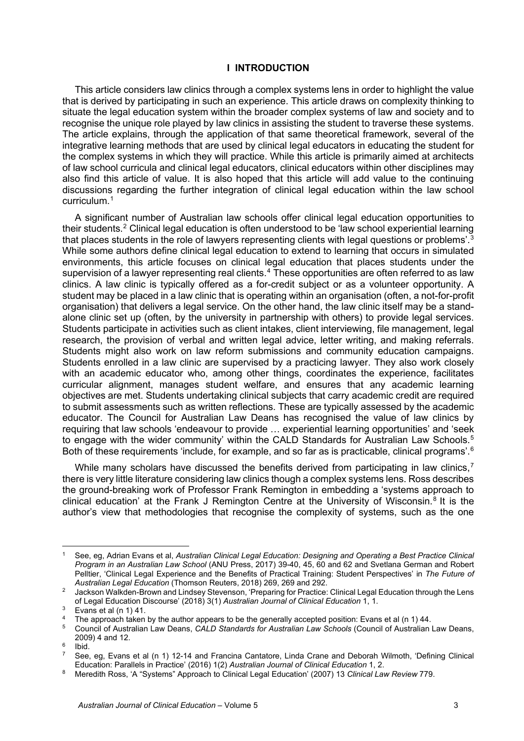# I INTRODUCTION

This article considers law clinics through a complex systems lens in order to highlight the value that is derived by participating in such an experience. This article draws on complexity thinking to situate the legal education system within the broader complex systems of law and society and to recognise the unique role played by law clinics in assisting the student to traverse these systems. The article explains, through the application of that same theoretical framework, several of the integrative learning methods that are used by clinical legal educators in educating the student for the complex systems in which they will practice. While this article is primarily aimed at architects of law school curricula and clinical legal educators, clinical educators within other disciplines may also find this article of value. It is also hoped that this article will add value to the continuing discussions regarding the further integration of clinical legal education within the law school curriculum.[1]

A significant number of Australian law schools offer clinical legal education opportunities to their students.[2] Clinical legal education is often understood to be 'law school experiential learning that places students in the role of lawyers representing clients with legal questions or problems'.[3] While some authors define clinical legal education to extend to learning that occurs in simulated environments, this article focuses on clinical legal education that places students under the supervision of a lawyer representing real clients.[4] These opportunities are often referred to as law clinics. A law clinic is typically offered as a for-credit subject or as a volunteer opportunity. A student may be placed in a law clinic that is operating within an organisation (often, a not-for-profit organisation) that delivers a legal service. On the other hand, the law clinic itself may be a stand-alone clinic set up (often, by the university in partnership with others) to provide legal services. Students participate in activities such as client intakes, client interviewing, file management, legal research, the provision of verbal and written legal advice, letter writing, and making referrals. Students might also work on law reform submissions and community education campaigns. Students enrolled in a law clinic are supervised by a practicing lawyer. They also work closely with an academic educator who, among other things, coordinates the experience, facilitates curricular alignment, manages student welfare, and ensures that any academic learning objectives are met. Students undertaking clinical subjects that carry academic credit are required to submit assessments such as written reflections. These are typically assessed by the academic educator. The Council for Australian Law Deans has recognised the value of law clinics by requiring that law schools 'endeavour to provide … experiential learning opportunities' and 'seek to engage with the wider community' within the CALD Standards for Australian Law Schools.[5] Both of these requirements 'include, for example, and so far as is practicable, clinical programs'.[6]

While many scholars have discussed the benefits derived from participating in law clinics,[7] there is very little literature considering law clinics though a complex systems lens. Ross describes the ground-breaking work of Professor Frank Remington in embedding a 'systems approach to clinical education' at the Frank J Remington Centre at the University of Wisconsin.[8] It is the author's view that methodologies that recognise the complexity of systems, such as the one

---

[1] See, eg, Adrian Evans et al, *Australian Clinical Legal Education: Designing and Operating a Best Practice Clinical Program in an Australian Law School* (ANU Press, 2017) 39-40, 45, 60 and 62 and Svetlana German and Robert Pelltier, 'Clinical Legal Experience and the Benefits of Practical Training: Student Perspectives' in *The Future of Australian Legal Education* (Thomson Reuters, 2018) 269, 269 and 292.

[2] Jackson Walkden-Brown and Lindsey Stevenson, 'Preparing for Practice: Clinical Legal Education through the Lens of Legal Education Discourse' (2018) 3(1) *Australian Journal of Clinical Education* 1, 1.

[3] Evans et al (n 1) 41.

[4] The approach taken by the author appears to be the generally accepted position: Evans et al (n 1) 44.

[5] Council of Australian Law Deans, *CALD Standards for Australian Law Schools* (Council of Australian Law Deans, 2009) 4 and 12.

[6] Ibid.

[7] See, eg, Evans et al (n 1) 12-14 and Francina Cantatore, Linda Crane and Deborah Wilmoth, 'Defining Clinical Education: Parallels in Practice' (2016) 1(2) *Australian Journal of Clinical Education* 1, 2.

[8] Meredith Ross, 'A "Systems" Approach to Clinical Legal Education' (2007) 13 *Clinical Law Review* 779.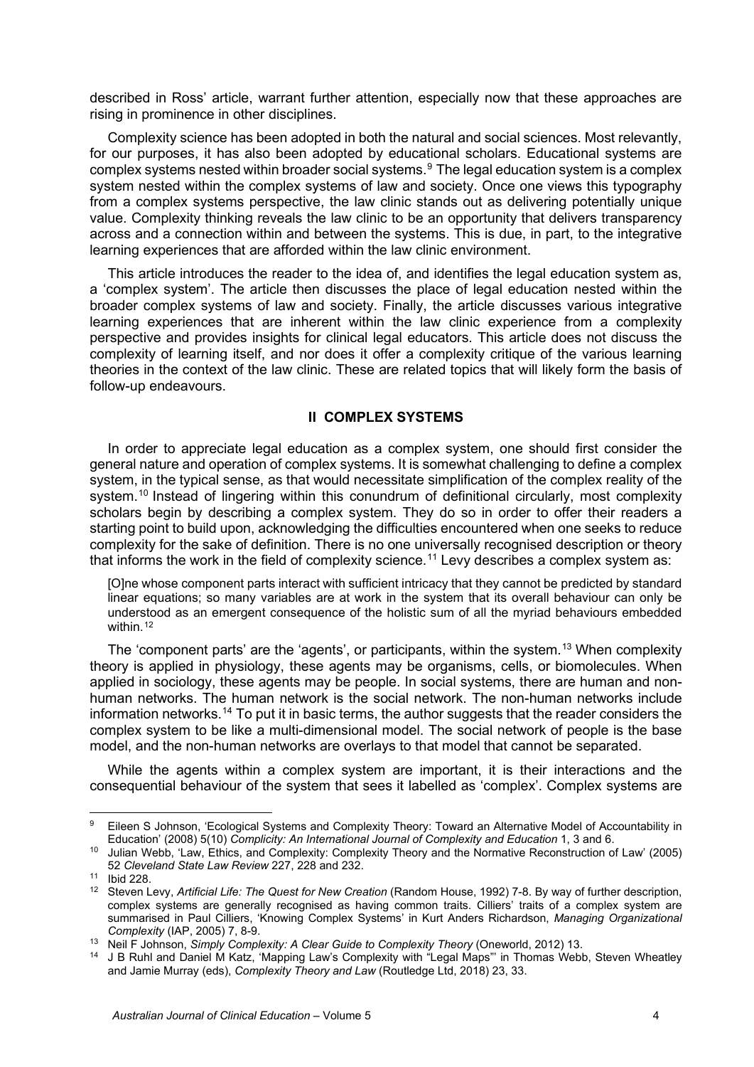described in Ross' article, warrant further attention, especially now that these approaches are rising in prominence in other disciplines.

Complexity science has been adopted in both the natural and social sciences. Most relevantly, for our purposes, it has also been adopted by educational scholars. Educational systems are complex systems nested within broader social systems.[9] The legal education system is a complex system nested within the complex systems of law and society. Once one views this typography from a complex systems perspective, the law clinic stands out as delivering potentially unique value. Complexity thinking reveals the law clinic to be an opportunity that delivers transparency across and a connection within and between the systems. This is due, in part, to the integrative learning experiences that are afforded within the law clinic environment.

This article introduces the reader to the idea of, and identifies the legal education system as, a 'complex system'. The article then discusses the place of legal education nested within the broader complex systems of law and society. Finally, the article discusses various integrative learning experiences that are inherent within the law clinic experience from a complexity perspective and provides insights for clinical legal educators. This article does not discuss the complexity of learning itself, and nor does it offer a complexity critique of the various learning theories in the context of the law clinic. These are related topics that will likely form the basis of follow-up endeavours.

## II COMPLEX SYSTEMS

In order to appreciate legal education as a complex system, one should first consider the general nature and operation of complex systems. It is somewhat challenging to define a complex system, in the typical sense, as that would necessitate simplification of the complex reality of the system.[10] Instead of lingering within this conundrum of definitional circularly, most complexity scholars begin by describing a complex system. They do so in order to offer their readers a starting point to build upon, acknowledging the difficulties encountered when one seeks to reduce complexity for the sake of definition. There is no one universally recognised description or theory that informs the work in the field of complexity science.[11] Levy describes a complex system as:

> [O]ne whose component parts interact with sufficient intricacy that they cannot be predicted by standard linear equations; so many variables are at work in the system that its overall behaviour can only be understood as an emergent consequence of the holistic sum of all the myriad behaviours embedded within.[12]

The 'component parts' are the 'agents', or participants, within the system.[13] When complexity theory is applied in physiology, these agents may be organisms, cells, or biomolecules. When applied in sociology, these agents may be people. In social systems, there are human and non-human networks. The human network is the social network. The non-human networks include information networks.[14] To put it in basic terms, the author suggests that the reader considers the complex system to be like a multi-dimensional model. The social network of people is the base model, and the non-human networks are overlays to that model that cannot be separated.

While the agents within a complex system are important, it is their interactions and the consequential behaviour of the system that sees it labelled as 'complex'. Complex systems are

---

[9] Eileen S Johnson, 'Ecological Systems and Complexity Theory: Toward an Alternative Model of Accountability in Education' (2008) 5(10) *Complicity: An International Journal of Complexity and Education* 1, 3 and 6.

[10] Julian Webb, 'Law, Ethics, and Complexity: Complexity Theory and the Normative Reconstruction of Law' (2005) 52 *Cleveland State Law Review* 227, 228 and 232.

[11] Ibid 228.

[12] Steven Levy, *Artificial Life: The Quest for New Creation* (Random House, 1992) 7-8. By way of further description, complex systems are generally recognised as having common traits. Cilliers' traits of a complex system are summarised in Paul Cilliers, 'Knowing Complex Systems' in Kurt Anders Richardson, *Managing Organizational Complexity* (IAP, 2005) 7, 8-9.

[13] Neil F Johnson, *Simply Complexity: A Clear Guide to Complexity Theory* (Oneworld, 2012) 13.

[14] J B Ruhl and Daniel M Katz, 'Mapping Law's Complexity with "Legal Maps"' in Thomas Webb, Steven Wheatley and Jamie Murray (eds), *Complexity Theory and Law* (Routledge Ltd, 2018) 23, 33.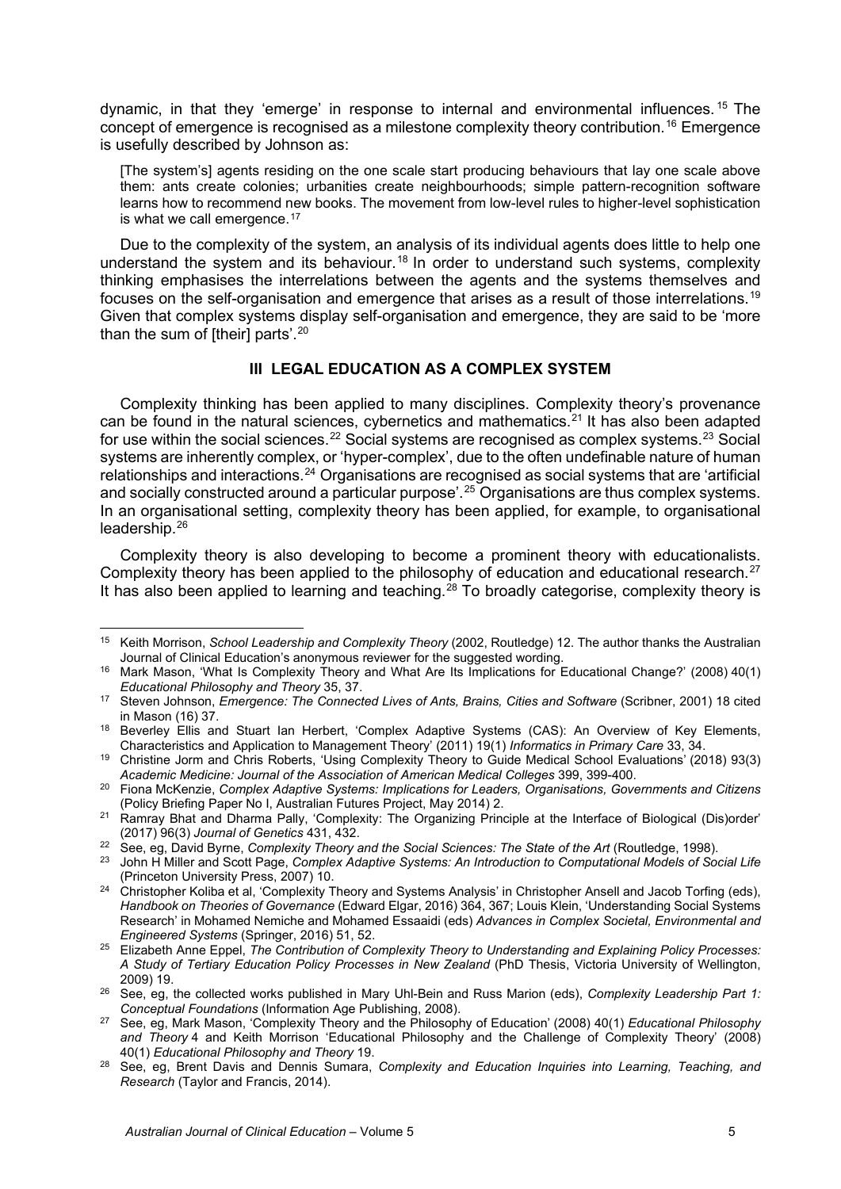dynamic, in that they 'emerge' in response to internal and environmental influences.[15] The concept of emergence is recognised as a milestone complexity theory contribution.[16] Emergence is usefully described by Johnson as:

> [The system's] agents residing on the one scale start producing behaviours that lay one scale above them: ants create colonies; urbanities create neighbourhoods; simple pattern-recognition software learns how to recommend new books. The movement from low-level rules to higher-level sophistication is what we call emergence.[17]

Due to the complexity of the system, an analysis of its individual agents does little to help one understand the system and its behaviour.[18] In order to understand such systems, complexity thinking emphasises the interrelations between the agents and the systems themselves and focuses on the self-organisation and emergence that arises as a result of those interrelations.[19] Given that complex systems display self-organisation and emergence, they are said to be 'more than the sum of [their] parts'.[20]

## III LEGAL EDUCATION AS A COMPLEX SYSTEM

Complexity thinking has been applied to many disciplines. Complexity theory's provenance can be found in the natural sciences, cybernetics and mathematics.[21] It has also been adapted for use within the social sciences.[22] Social systems are recognised as complex systems.[23] Social systems are inherently complex, or 'hyper-complex', due to the often undefinable nature of human relationships and interactions.[24] Organisations are recognised as social systems that are 'artificial and socially constructed around a particular purpose'.[25] Organisations are thus complex systems. In an organisational setting, complexity theory has been applied, for example, to organisational leadership.[26]

Complexity theory is also developing to become a prominent theory with educationalists. Complexity theory has been applied to the philosophy of education and educational research.[27] It has also been applied to learning and teaching.[28] To broadly categorise, complexity theory is

---

[15] Keith Morrison, *School Leadership and Complexity Theory* (2002, Routledge) 12. The author thanks the Australian Journal of Clinical Education's anonymous reviewer for the suggested wording.

[16] Mark Mason, 'What Is Complexity Theory and What Are Its Implications for Educational Change?' (2008) 40(1) *Educational Philosophy and Theory* 35, 37.

[17] Steven Johnson, *Emergence: The Connected Lives of Ants, Brains, Cities and Software* (Scribner, 2001) 18 cited in Mason (16) 37.

[18] Beverley Ellis and Stuart Ian Herbert, 'Complex Adaptive Systems (CAS): An Overview of Key Elements, Characteristics and Application to Management Theory' (2011) 19(1) *Informatics in Primary Care* 33, 34.

[19] Christine Jorm and Chris Roberts, 'Using Complexity Theory to Guide Medical School Evaluations' (2018) 93(3) *Academic Medicine: Journal of the Association of American Medical Colleges* 399, 399-400.

[20] Fiona McKenzie, *Complex Adaptive Systems: Implications for Leaders, Organisations, Governments and Citizens* (Policy Briefing Paper No I, Australian Futures Project, May 2014) 2.

[21] Ramray Bhat and Dharma Pally, 'Complexity: The Organizing Principle at the Interface of Biological (Dis)order' (2017) 96(3) *Journal of Genetics* 431, 432.

[22] See, eg, David Byrne, *Complexity Theory and the Social Sciences: The State of the Art* (Routledge, 1998).

[23] John H Miller and Scott Page, *Complex Adaptive Systems: An Introduction to Computational Models of Social Life* (Princeton University Press, 2007) 10.

[24] Christopher Koliba et al, 'Complexity Theory and Systems Analysis' in Christopher Ansell and Jacob Torfing (eds), *Handbook on Theories of Governance* (Edward Elgar, 2016) 364, 367; Louis Klein, 'Understanding Social Systems Research' in Mohamed Nemiche and Mohamed Essaaidi (eds) *Advances in Complex Societal, Environmental and Engineered Systems* (Springer, 2016) 51, 52.

[25] Elizabeth Anne Eppel, *The Contribution of Complexity Theory to Understanding and Explaining Policy Processes: A Study of Tertiary Education Policy Processes in New Zealand* (PhD Thesis, Victoria University of Wellington, 2009) 19.

[26] See, eg, the collected works published in Mary Uhl-Bein and Russ Marion (eds), *Complexity Leadership Part 1: Conceptual Foundations* (Information Age Publishing, 2008).

[27] See, eg, Mark Mason, 'Complexity Theory and the Philosophy of Education' (2008) 40(1) *Educational Philosophy and Theory* 4 and Keith Morrison 'Educational Philosophy and the Challenge of Complexity Theory' (2008) 40(1) *Educational Philosophy and Theory* 19.

[28] See, eg, Brent Davis and Dennis Sumara, *Complexity and Education Inquiries into Learning, Teaching, and Research* (Taylor and Francis, 2014).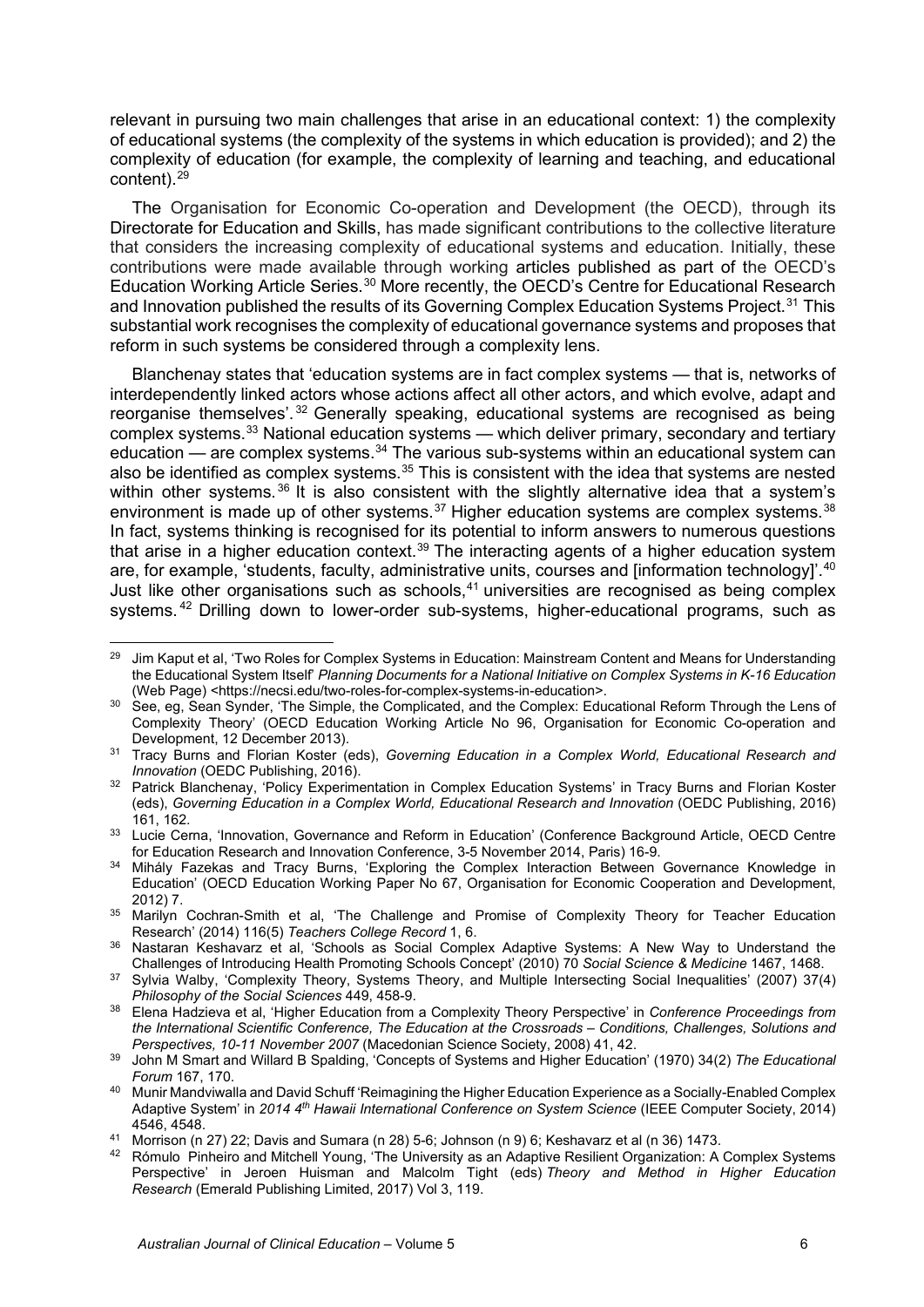relevant in pursuing two main challenges that arise in an educational context: 1) the complexity of educational systems (the complexity of the systems in which education is provided); and 2) the complexity of education (for example, the complexity of learning and teaching, and educational content).[29]

The Organisation for Economic Co-operation and Development (the OECD), through its Directorate for Education and Skills, has made significant contributions to the collective literature that considers the increasing complexity of educational systems and education. Initially, these contributions were made available through working articles published as part of the OECD's Education Working Article Series.[30] More recently, the OECD's Centre for Educational Research and Innovation published the results of its Governing Complex Education Systems Project.[31] This substantial work recognises the complexity of educational governance systems and proposes that reform in such systems be considered through a complexity lens.

Blanchenay states that 'education systems are in fact complex systems — that is, networks of interdependently linked actors whose actions affect all other actors, and which evolve, adapt and reorganise themselves'.[32] Generally speaking, educational systems are recognised as being complex systems.[33] National education systems — which deliver primary, secondary and tertiary education — are complex systems.[34] The various sub-systems within an educational system can also be identified as complex systems.[35] This is consistent with the idea that systems are nested within other systems.[36] It is also consistent with the slightly alternative idea that a system's environment is made up of other systems.[37] Higher education systems are complex systems.[38] In fact, systems thinking is recognised for its potential to inform answers to numerous questions that arise in a higher education context.[39] The interacting agents of a higher education system are, for example, 'students, faculty, administrative units, courses and [information technology]'.[40] Just like other organisations such as schools,[41] universities are recognised as being complex systems.[42] Drilling down to lower-order sub-systems, higher-educational programs, such as

---

[29] Jim Kaput et al, 'Two Roles for Complex Systems in Education: Mainstream Content and Means for Understanding the Educational System Itself' *Planning Documents for a National Initiative on Complex Systems in K-16 Education* (Web Page) <https://necsi.edu/two-roles-for-complex-systems-in-education>.

[30] See, eg, Sean Synder, 'The Simple, the Complicated, and the Complex: Educational Reform Through the Lens of Complexity Theory' (OECD Education Working Article No 96, Organisation for Economic Co-operation and Development, 12 December 2013).

[31] Tracy Burns and Florian Koster (eds), *Governing Education in a Complex World, Educational Research and Innovation* (OEDC Publishing, 2016).

[32] Patrick Blanchenay, 'Policy Experimentation in Complex Education Systems' in Tracy Burns and Florian Koster (eds), *Governing Education in a Complex World, Educational Research and Innovation* (OEDC Publishing, 2016) 161, 162.

[33] Lucie Cerna, 'Innovation, Governance and Reform in Education' (Conference Background Article, OECD Centre for Education Research and Innovation Conference, 3-5 November 2014, Paris) 16-9.

[34] Mihály Fazekas and Tracy Burns, 'Exploring the Complex Interaction Between Governance Knowledge in Education' (OECD Education Working Paper No 67, Organisation for Economic Cooperation and Development, 2012) 7.

[35] Marilyn Cochran-Smith et al, 'The Challenge and Promise of Complexity Theory for Teacher Education Research' (2014) 116(5) *Teachers College Record* 1, 6.

[36] Nastaran Keshavarz et al, 'Schools as Social Complex Adaptive Systems: A New Way to Understand the Challenges of Introducing Health Promoting Schools Concept' (2010) 70 *Social Science & Medicine* 1467, 1468.

[37] Sylvia Walby, 'Complexity Theory, Systems Theory, and Multiple Intersecting Social Inequalities' (2007) 37(4) *Philosophy of the Social Sciences* 449, 458-9.

[38] Elena Hadzieva et al, 'Higher Education from a Complexity Theory Perspective' in *Conference Proceedings from the International Scientific Conference, The Education at the Crossroads – Conditions, Challenges, Solutions and Perspectives, 10-11 November 2007* (Macedonian Science Society, 2008) 41, 42.

[39] John M Smart and Willard B Spalding, 'Concepts of Systems and Higher Education' (1970) 34(2) *The Educational Forum* 167, 170.

[40] Munir Mandviwalla and David Schuff 'Reimagining the Higher Education Experience as a Socially-Enabled Complex Adaptive System' in *2014 4th Hawaii International Conference on System Science* (IEEE Computer Society, 2014) 4546, 4548.

[41] Morrison (n 27) 22; Davis and Sumara (n 28) 5-6; Johnson (n 9) 6; Keshavarz et al (n 36) 1473.

[42] Rómulo Pinheiro and Mitchell Young, 'The University as an Adaptive Resilient Organization: A Complex Systems Perspective' in Jeroen Huisman and Malcolm Tight (eds) *Theory and Method in Higher Education Research* (Emerald Publishing Limited, 2017) Vol 3, 119.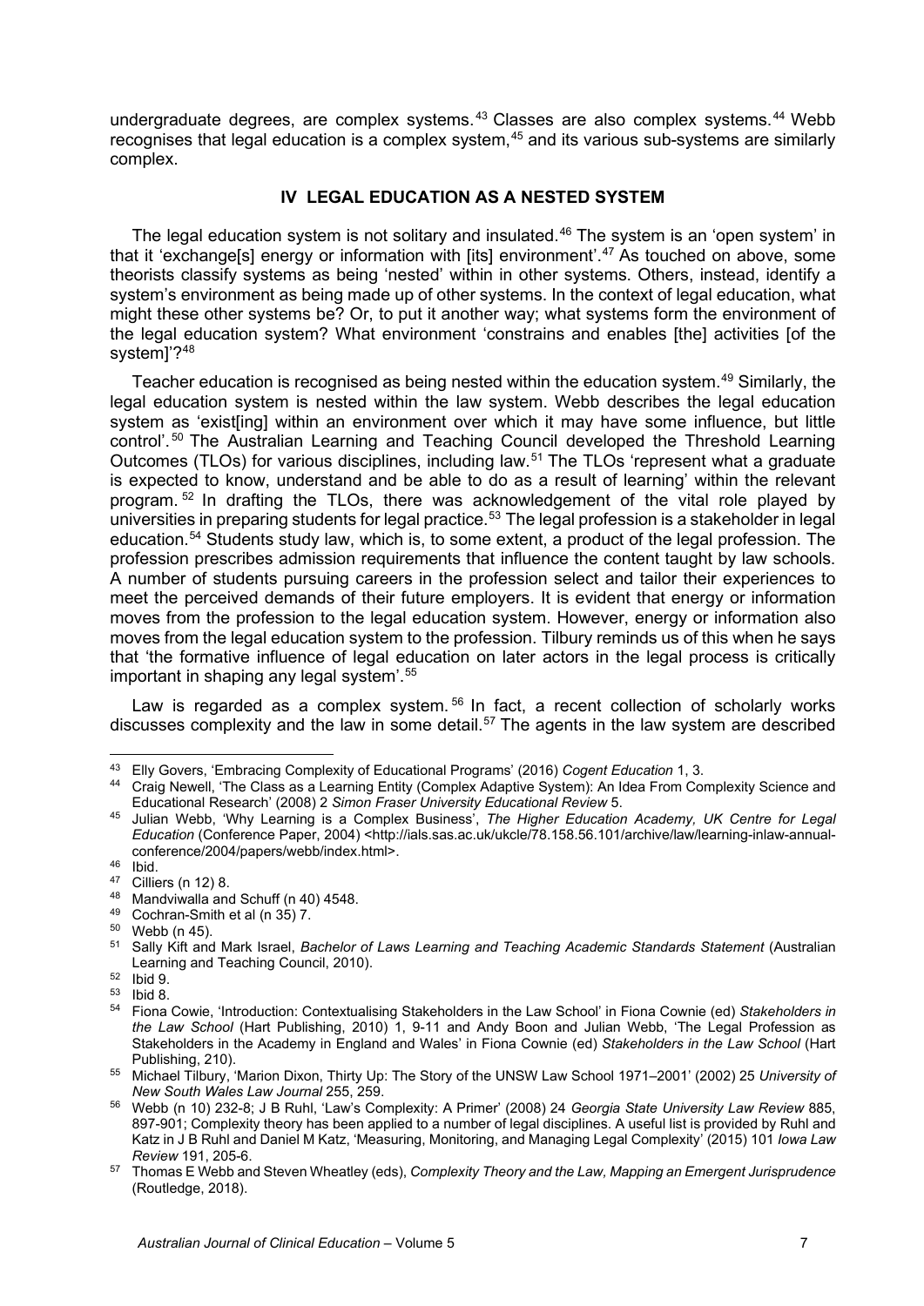undergraduate degrees, are complex systems.[43] Classes are also complex systems.[44] Webb recognises that legal education is a complex system,[45] and its various sub-systems are similarly complex.

## IV LEGAL EDUCATION AS A NESTED SYSTEM

The legal education system is not solitary and insulated.[46] The system is an 'open system' in that it 'exchange[s] energy or information with [its] environment'.[47] As touched on above, some theorists classify systems as being 'nested' within in other systems. Others, instead, identify a system's environment as being made up of other systems. In the context of legal education, what might these other systems be? Or, to put it another way; what systems form the environment of the legal education system? What environment 'constrains and enables [the] activities [of the system]'?[48]

Teacher education is recognised as being nested within the education system.[49] Similarly, the legal education system is nested within the law system. Webb describes the legal education system as 'exist[ing] within an environment over which it may have some influence, but little control'.[50] The Australian Learning and Teaching Council developed the Threshold Learning Outcomes (TLOs) for various disciplines, including law.[51] The TLOs 'represent what a graduate is expected to know, understand and be able to do as a result of learning' within the relevant program.[52] In drafting the TLOs, there was acknowledgement of the vital role played by universities in preparing students for legal practice.[53] The legal profession is a stakeholder in legal education.[54] Students study law, which is, to some extent, a product of the legal profession. The profession prescribes admission requirements that influence the content taught by law schools. A number of students pursuing careers in the profession select and tailor their experiences to meet the perceived demands of their future employers. It is evident that energy or information moves from the profession to the legal education system. However, energy or information also moves from the legal education system to the profession. Tilbury reminds us of this when he says that 'the formative influence of legal education on later actors in the legal process is critically important in shaping any legal system'.[55]

Law is regarded as a complex system.[56] In fact, a recent collection of scholarly works discusses complexity and the law in some detail.[57] The agents in the law system are described

---

[43] Elly Govers, 'Embracing Complexity of Educational Programs' (2016) *Cogent Education* 1, 3.

[44] Craig Newell, 'The Class as a Learning Entity (Complex Adaptive System): An Idea From Complexity Science and Educational Research' (2008) 2 *Simon Fraser University Educational Review* 5.

[45] Julian Webb, 'Why Learning is a Complex Business', *The Higher Education Academy, UK Centre for Legal Education* (Conference Paper, 2004) <http://ials.sas.ac.uk/ukcle/78.158.56.101/archive/law/learning-inlaw-annual-conference/2004/papers/webb/index.html>.

[46] Ibid.

[47] Cilliers (n 12) 8.

[48] Mandviwalla and Schuff (n 40) 4548.

[49] Cochran-Smith et al (n 35) 7.

[50] Webb (n 45).

[51] Sally Kift and Mark Israel, *Bachelor of Laws Learning and Teaching Academic Standards Statement* (Australian Learning and Teaching Council, 2010).

[52] Ibid 9.

[53] Ibid 8.

[54] Fiona Cowie, 'Introduction: Contextualising Stakeholders in the Law School' in Fiona Cownie (ed) *Stakeholders in the Law School* (Hart Publishing, 2010) 1, 9-11 and Andy Boon and Julian Webb, 'The Legal Profession as Stakeholders in the Academy in England and Wales' in Fiona Cownie (ed) *Stakeholders in the Law School* (Hart Publishing, 210).

[55] Michael Tilbury, 'Marion Dixon, Thirty Up: The Story of the UNSW Law School 1971–2001' (2002) 25 *University of New South Wales Law Journal* 255, 259.

[56] Webb (n 10) 232-8; J B Ruhl, 'Law's Complexity: A Primer' (2008) 24 *Georgia State University Law Review* 885, 897-901; Complexity theory has been applied to a number of legal disciplines. A useful list is provided by Ruhl and Katz in J B Ruhl and Daniel M Katz, 'Measuring, Monitoring, and Managing Legal Complexity' (2015) 101 *Iowa Law Review* 191, 205-6.

[57] Thomas E Webb and Steven Wheatley (eds), *Complexity Theory and the Law, Mapping an Emergent Jurisprudence* (Routledge, 2018).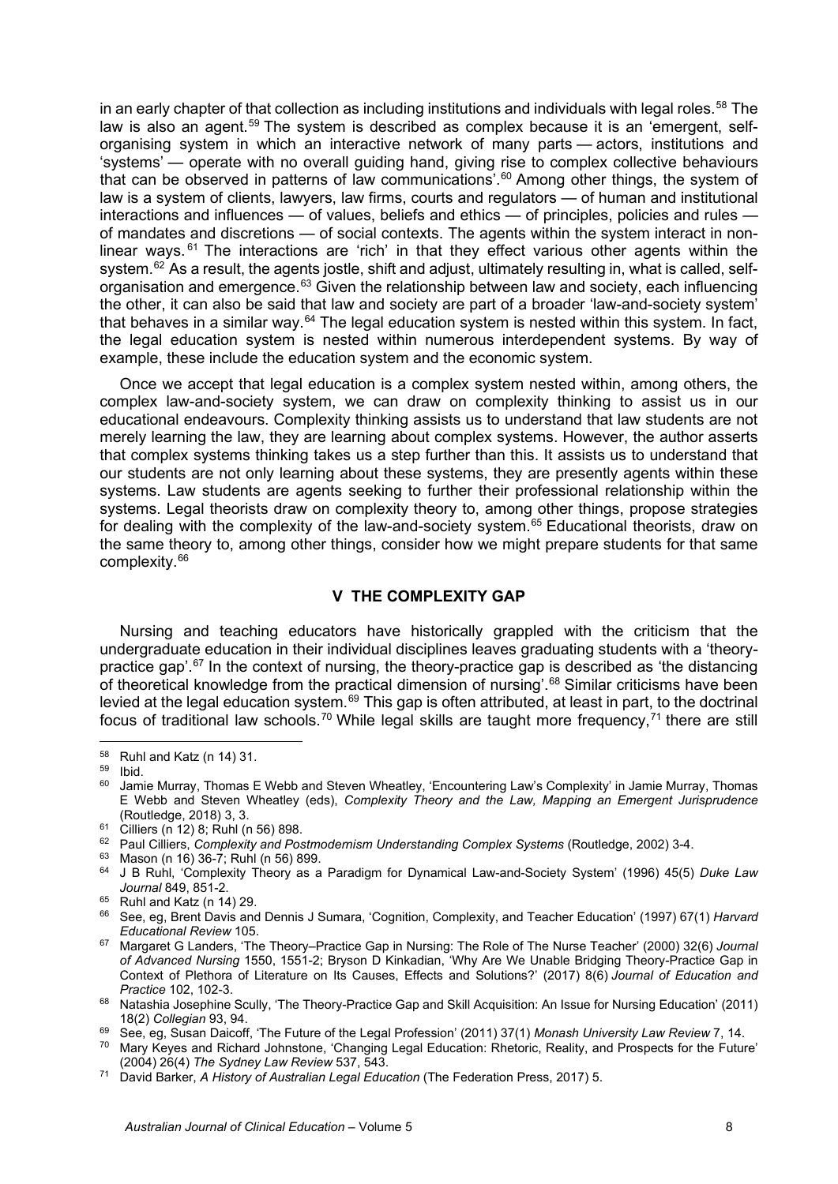in an early chapter of that collection as including institutions and individuals with legal roles.[58] The law is also an agent.[59] The system is described as complex because it is an 'emergent, self-organising system in which an interactive network of many parts — actors, institutions and 'systems' — operate with no overall guiding hand, giving rise to complex collective behaviours that can be observed in patterns of law communications'.[60] Among other things, the system of law is a system of clients, lawyers, law firms, courts and regulators — of human and institutional interactions and influences — of values, beliefs and ethics — of principles, policies and rules — of mandates and discretions — of social contexts. The agents within the system interact in non-linear ways.[61] The interactions are 'rich' in that they effect various other agents within the system.[62] As a result, the agents jostle, shift and adjust, ultimately resulting in, what is called, self-organisation and emergence.[63] Given the relationship between law and society, each influencing the other, it can also be said that law and society are part of a broader 'law-and-society system' that behaves in a similar way.[64] The legal education system is nested within this system. In fact, the legal education system is nested within numerous interdependent systems. By way of example, these include the education system and the economic system.

Once we accept that legal education is a complex system nested within, among others, the complex law-and-society system, we can draw on complexity thinking to assist us in our educational endeavours. Complexity thinking assists us to understand that law students are not merely learning the law, they are learning about complex systems. However, the author asserts that complex systems thinking takes us a step further than this. It assists us to understand that our students are not only learning about these systems, they are presently agents within these systems. Law students are agents seeking to further their professional relationship within the systems. Legal theorists draw on complexity theory to, among other things, propose strategies for dealing with the complexity of the law-and-society system.[65] Educational theorists, draw on the same theory to, among other things, consider how we might prepare students for that same complexity.[66]

## V THE COMPLEXITY GAP

Nursing and teaching educators have historically grappled with the criticism that the undergraduate education in their individual disciplines leaves graduating students with a 'theory-practice gap'.[67] In the context of nursing, the theory-practice gap is described as 'the distancing of theoretical knowledge from the practical dimension of nursing'.[68] Similar criticisms have been levied at the legal education system.[69] This gap is often attributed, at least in part, to the doctrinal focus of traditional law schools.[70] While legal skills are taught more frequency,[71] there are still

---

[58] Ruhl and Katz (n 14) 31.

[59] Ibid.

[60] Jamie Murray, Thomas E Webb and Steven Wheatley, 'Encountering Law's Complexity' in Jamie Murray, Thomas E Webb and Steven Wheatley (eds), *Complexity Theory and the Law, Mapping an Emergent Jurisprudence* (Routledge, 2018) 3, 3.

[61] Cilliers (n 12) 8; Ruhl (n 56) 898.

[62] Paul Cilliers, *Complexity and Postmodernism Understanding Complex Systems* (Routledge, 2002) 3-4.

[63] Mason (n 16) 36-7; Ruhl (n 56) 899.

[64] J B Ruhl, 'Complexity Theory as a Paradigm for Dynamical Law-and-Society System' (1996) 45(5) *Duke Law Journal* 849, 851-2.

[65] Ruhl and Katz (n 14) 29.

[66] See, eg, Brent Davis and Dennis J Sumara, 'Cognition, Complexity, and Teacher Education' (1997) 67(1) *Harvard Educational Review* 105.

[67] Margaret G Landers, 'The Theory–Practice Gap in Nursing: The Role of The Nurse Teacher' (2000) 32(6) *Journal of Advanced Nursing* 1550, 1551-2; Bryson D Kinkadian, 'Why Are We Unable Bridging Theory-Practice Gap in Context of Plethora of Literature on Its Causes, Effects and Solutions?' (2017) 8(6) *Journal of Education and Practice* 102, 102-3.

[68] Natashia Josephine Scully, 'The Theory-Practice Gap and Skill Acquisition: An Issue for Nursing Education' (2011) 18(2) *Collegian* 93, 94.

[69] See, eg, Susan Daicoff, 'The Future of the Legal Profession' (2011) 37(1) *Monash University Law Review* 7, 14.

[70] Mary Keyes and Richard Johnstone, 'Changing Legal Education: Rhetoric, Reality, and Prospects for the Future' (2004) 26(4) *The Sydney Law Review* 537, 543.

[71] David Barker, *A History of Australian Legal Education* (The Federation Press, 2017) 5.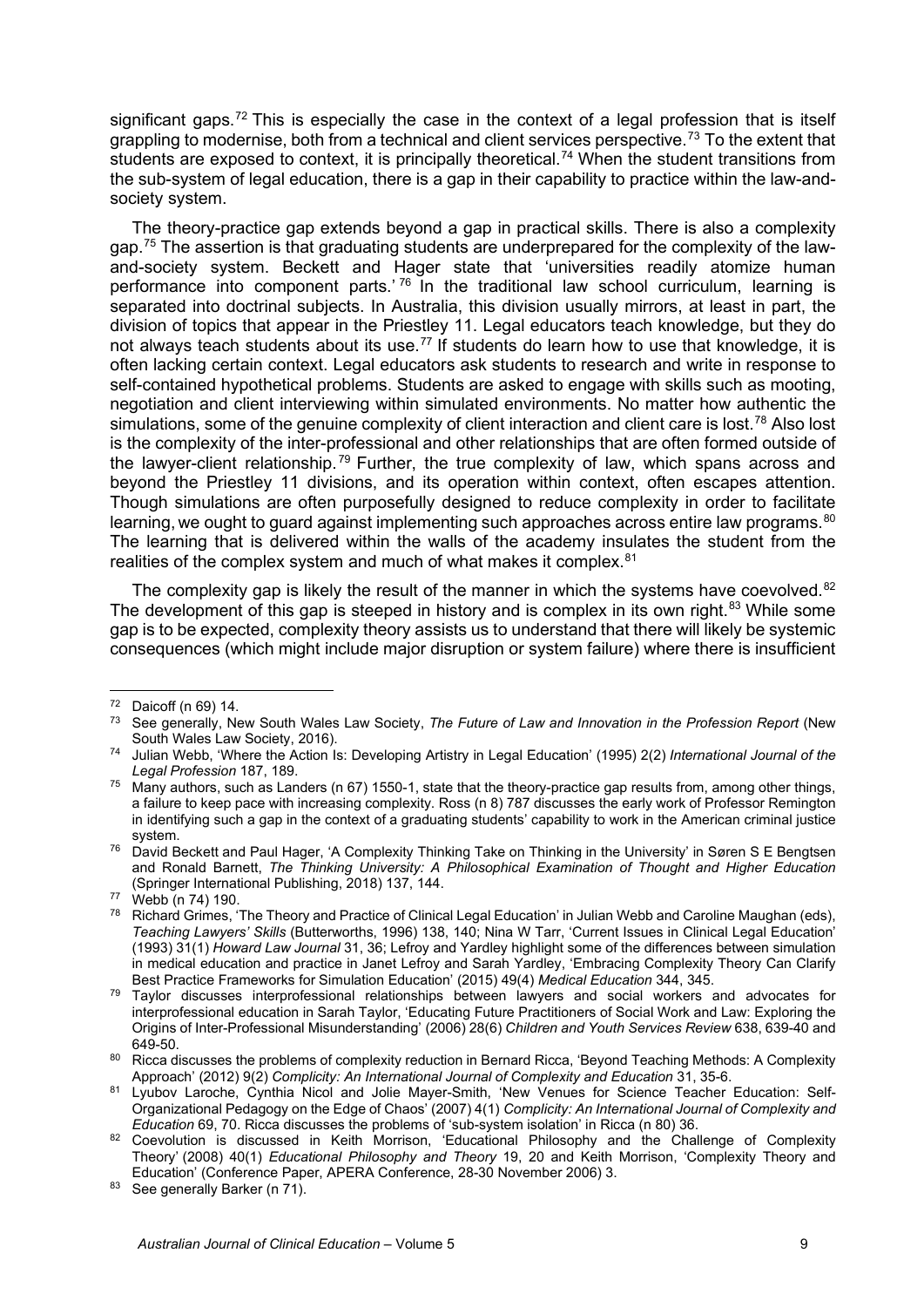significant gaps.[72] This is especially the case in the context of a legal profession that is itself grappling to modernise, both from a technical and client services perspective.[73] To the extent that students are exposed to context, it is principally theoretical.[74] When the student transitions from the sub-system of legal education, there is a gap in their capability to practice within the law-and-society system.

The theory-practice gap extends beyond a gap in practical skills. There is also a complexity gap.[75] The assertion is that graduating students are underprepared for the complexity of the law-and-society system. Beckett and Hager state that 'universities readily atomize human performance into component parts.'[76] In the traditional law school curriculum, learning is separated into doctrinal subjects. In Australia, this division usually mirrors, at least in part, the division of topics that appear in the Priestley 11. Legal educators teach knowledge, but they do not always teach students about its use.[77] If students do learn how to use that knowledge, it is often lacking certain context. Legal educators ask students to research and write in response to self-contained hypothetical problems. Students are asked to engage with skills such as mooting, negotiation and client interviewing within simulated environments. No matter how authentic the simulations, some of the genuine complexity of client interaction and client care is lost.[78] Also lost is the complexity of the inter-professional and other relationships that are often formed outside of the lawyer-client relationship.[79] Further, the true complexity of law, which spans across and beyond the Priestley 11 divisions, and its operation within context, often escapes attention. Though simulations are often purposefully designed to reduce complexity in order to facilitate learning, we ought to guard against implementing such approaches across entire law programs.[80] The learning that is delivered within the walls of the academy insulates the student from the realities of the complex system and much of what makes it complex.[81]

The complexity gap is likely the result of the manner in which the systems have coevolved.[82] The development of this gap is steeped in history and is complex in its own right.[83] While some gap is to be expected, complexity theory assists us to understand that there will likely be systemic consequences (which might include major disruption or system failure) where there is insufficient

---

[72] Daicoff (n 69) 14.

[73] See generally, New South Wales Law Society, *The Future of Law and Innovation in the Profession Report* (New South Wales Law Society, 2016).

[74] Julian Webb, 'Where the Action Is: Developing Artistry in Legal Education' (1995) 2(2) *International Journal of the Legal Profession* 187, 189.

[75] Many authors, such as Landers (n 67) 1550-1, state that the theory-practice gap results from, among other things, a failure to keep pace with increasing complexity. Ross (n 8) 787 discusses the early work of Professor Remington in identifying such a gap in the context of a graduating students' capability to work in the American criminal justice system.

[76] David Beckett and Paul Hager, 'A Complexity Thinking Take on Thinking in the University' in Søren S E Bengtsen and Ronald Barnett, *The Thinking University: A Philosophical Examination of Thought and Higher Education* (Springer International Publishing, 2018) 137, 144.

[77] Webb (n 74) 190.

[78] Richard Grimes, 'The Theory and Practice of Clinical Legal Education' in Julian Webb and Caroline Maughan (eds), *Teaching Lawyers' Skills* (Butterworths, 1996) 138, 140; Nina W Tarr, 'Current Issues in Clinical Legal Education' (1993) 31(1) *Howard Law Journal* 31, 36; Lefroy and Yardley highlight some of the differences between simulation in medical education and practice in Janet Lefroy and Sarah Yardley, 'Embracing Complexity Theory Can Clarify Best Practice Frameworks for Simulation Education' (2015) 49(4) *Medical Education* 344, 345.

[79] Taylor discusses interprofessional relationships between lawyers and social workers and advocates for interprofessional education in Sarah Taylor, 'Educating Future Practitioners of Social Work and Law: Exploring the Origins of Inter-Professional Misunderstanding' (2006) 28(6) *Children and Youth Services Review* 638, 639-40 and 649-50.

[80] Ricca discusses the problems of complexity reduction in Bernard Ricca, 'Beyond Teaching Methods: A Complexity Approach' (2012) 9(2) *Complicity: An International Journal of Complexity and Education* 31, 35-6.

[81] Lyubov Laroche, Cynthia Nicol and Jolie Mayer-Smith, 'New Venues for Science Teacher Education: Self-Organizational Pedagogy on the Edge of Chaos' (2007) 4(1) *Complicity: An International Journal of Complexity and Education* 69, 70. Ricca discusses the problems of 'sub-system isolation' in Ricca (n 80) 36.

[82] Coevolution is discussed in Keith Morrison, 'Educational Philosophy and the Challenge of Complexity Theory' (2008) 40(1) *Educational Philosophy and Theory* 19, 20 and Keith Morrison, 'Complexity Theory and Education' (Conference Paper, APERA Conference, 28-30 November 2006) 3.

[83] See generally Barker (n 71).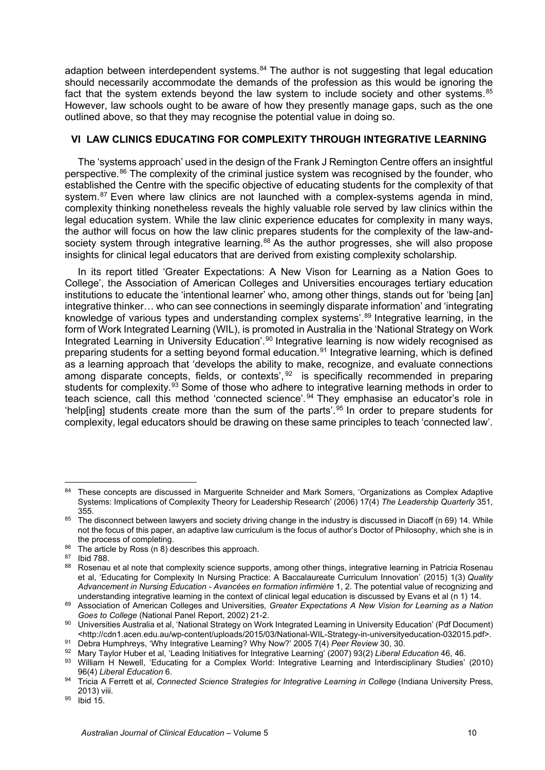adaption between interdependent systems.[84] The author is not suggesting that legal education should necessarily accommodate the demands of the profession as this would be ignoring the fact that the system extends beyond the law system to include society and other systems.[85] However, law schools ought to be aware of how they presently manage gaps, such as the one outlined above, so that they may recognise the potential value in doing so.

## VI LAW CLINICS EDUCATING FOR COMPLEXITY THROUGH INTEGRATIVE LEARNING

The 'systems approach' used in the design of the Frank J Remington Centre offers an insightful perspective.[86] The complexity of the criminal justice system was recognised by the founder, who established the Centre with the specific objective of educating students for the complexity of that system.[87] Even where law clinics are not launched with a complex-systems agenda in mind, complexity thinking nonetheless reveals the highly valuable role served by law clinics within the legal education system. While the law clinic experience educates for complexity in many ways, the author will focus on how the law clinic prepares students for the complexity of the law-and-society system through integrative learning.[88] As the author progresses, she will also propose insights for clinical legal educators that are derived from existing complexity scholarship.

In its report titled 'Greater Expectations: A New Vison for Learning as a Nation Goes to College', the Association of American Colleges and Universities encourages tertiary education institutions to educate the 'intentional learner' who, among other things, stands out for 'being [an] integrative thinker… who can see connections in seemingly disparate information' and 'integrating knowledge of various types and understanding complex systems'.[89] Integrative learning, in the form of Work Integrated Learning (WIL), is promoted in Australia in the 'National Strategy on Work Integrated Learning in University Education'.[90] Integrative learning is now widely recognised as preparing students for a setting beyond formal education.[91] Integrative learning, which is defined as a learning approach that 'develops the ability to make, recognize, and evaluate connections among disparate concepts, fields, or contexts',[92] is specifically recommended in preparing students for complexity.[93] Some of those who adhere to integrative learning methods in order to teach science, call this method 'connected science'.[94] They emphasise an educator's role in 'help[ing] students create more than the sum of the parts'.[95] In order to prepare students for complexity, legal educators should be drawing on these same principles to teach 'connected law'.

---

[84] These concepts are discussed in Marguerite Schneider and Mark Somers, 'Organizations as Complex Adaptive Systems: Implications of Complexity Theory for Leadership Research' (2006) 17(4) *The Leadership Quarterly* 351, 355.

[85] The disconnect between lawyers and society driving change in the industry is discussed in Diacoff (n 69) 14. While not the focus of this paper, an adaptive law curriculum is the focus of author's Doctor of Philosophy, which she is in the process of completing.

[86] The article by Ross (n 8) describes this approach.

[87] Ibid 788.

[88] Rosenau et al note that complexity science supports, among other things, integrative learning in Patricia Rosenau et al, 'Educating for Complexity In Nursing Practice: A Baccalaureate Curriculum Innovation' (2015) 1(3) *Quality Advancement in Nursing Education - Avancées en formation infirmière* 1, 2. The potential value of recognizing and understanding integrative learning in the context of clinical legal education is discussed by Evans et al (n 1) 14.

[89] Association of American Colleges and Universities*, Greater Expectations A New Vision for Learning as a Nation Goes to College* (National Panel Report, 2002) 21-2.

[90] Universities Australia et al, 'National Strategy on Work Integrated Learning in University Education' (Pdf Document) <http://cdn1.acen.edu.au/wp-content/uploads/2015/03/National-WIL-Strategy-in-universityeducation-032015.pdf>.

[91] Debra Humphreys, 'Why Integrative Learning? Why Now?' 2005 7(4) *Peer Review* 30, 30.

[92] Mary Taylor Huber et al, 'Leading Initiatives for Integrative Learning' (2007) 93(2) *Liberal Education* 46, 46.

[93] William H Newell, 'Educating for a Complex World: Integrative Learning and Interdisciplinary Studies' (2010) 96(4) *Liberal Education* 6.

[94] Tricia A Ferrett et al, *Connected Science Strategies for Integrative Learning in College* (Indiana University Press, 2013) viii.

[95] Ibid 15.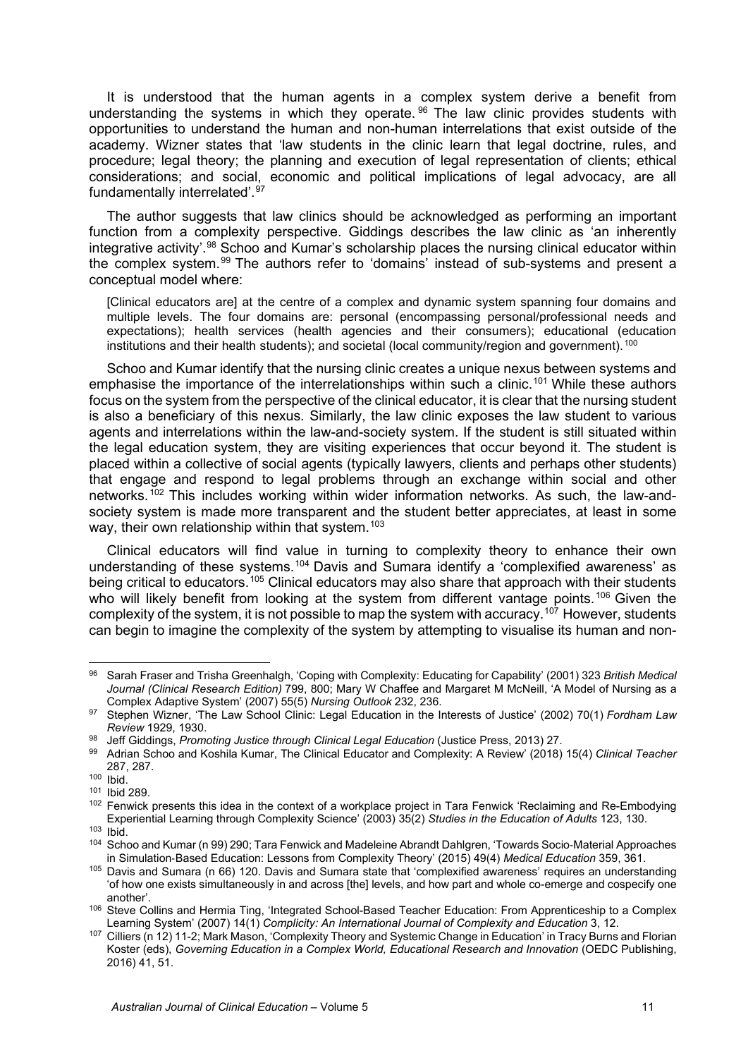It is understood that the human agents in a complex system derive a benefit from understanding the systems in which they operate.[96] The law clinic provides students with opportunities to understand the human and non-human interrelations that exist outside of the academy. Wizner states that 'law students in the clinic learn that legal doctrine, rules, and procedure; legal theory; the planning and execution of legal representation of clients; ethical considerations; and social, economic and political implications of legal advocacy, are all fundamentally interrelated'.[97]

The author suggests that law clinics should be acknowledged as performing an important function from a complexity perspective. Giddings describes the law clinic as 'an inherently integrative activity'.[98] Schoo and Kumar's scholarship places the nursing clinical educator within the complex system.[99] The authors refer to 'domains' instead of sub-systems and present a conceptual model where:

> [Clinical educators are] at the centre of a complex and dynamic system spanning four domains and multiple levels. The four domains are: personal (encompassing personal/professional needs and expectations); health services (health agencies and their consumers); educational (education institutions and their health students); and societal (local community/region and government).[100]

Schoo and Kumar identify that the nursing clinic creates a unique nexus between systems and emphasise the importance of the interrelationships within such a clinic.[101] While these authors focus on the system from the perspective of the clinical educator, it is clear that the nursing student is also a beneficiary of this nexus. Similarly, the law clinic exposes the law student to various agents and interrelations within the law-and-society system. If the student is still situated within the legal education system, they are visiting experiences that occur beyond it. The student is placed within a collective of social agents (typically lawyers, clients and perhaps other students) that engage and respond to legal problems through an exchange within social and other networks.[102] This includes working within wider information networks. As such, the law-and-society system is made more transparent and the student better appreciates, at least in some way, their own relationship within that system.[103]

Clinical educators will find value in turning to complexity theory to enhance their own understanding of these systems.[104] Davis and Sumara identify a 'complexified awareness' as being critical to educators.[105] Clinical educators may also share that approach with their students who will likely benefit from looking at the system from different vantage points.[106] Given the complexity of the system, it is not possible to map the system with accuracy.[107] However, students can begin to imagine the complexity of the system by attempting to visualise its human and non-

---

[96] Sarah Fraser and Trisha Greenhalgh, 'Coping with Complexity: Educating for Capability' (2001) 323 *British Medical Journal (Clinical Research Edition)* 799, 800; Mary W Chaffee and Margaret M McNeill, 'A Model of Nursing as a Complex Adaptive System' (2007) 55(5) *Nursing Outlook* 232, 236.

[97] Stephen Wizner, 'The Law School Clinic: Legal Education in the Interests of Justice' (2002) 70(1) *Fordham Law Review* 1929, 1930.

[98] Jeff Giddings, *Promoting Justice through Clinical Legal Education* (Justice Press, 2013) 27.

[99] Adrian Schoo and Koshila Kumar, The Clinical Educator and Complexity: A Review' (2018) 15(4) *Clinical Teacher* 287, 287.

[100] Ibid.

[101] Ibid 289.

[102] Fenwick presents this idea in the context of a workplace project in Tara Fenwick 'Reclaiming and Re-Embodying Experiential Learning through Complexity Science' (2003) 35(2) *Studies in the Education of Adults* 123, 130.

[103] Ibid.

[104] Schoo and Kumar (n 99) 290; Tara Fenwick and Madeleine Abrandt Dahlgren, 'Towards Socio-Material Approaches in Simulation-Based Education: Lessons from Complexity Theory' (2015) 49(4) *Medical Education* 359, 361.

[105] Davis and Sumara (n 66) 120. Davis and Sumara state that 'complexified awareness' requires an understanding 'of how one exists simultaneously in and across [the] levels, and how part and whole co-emerge and cospecify one another'.

[106] Steve Collins and Hermia Ting, 'Integrated School-Based Teacher Education: From Apprenticeship to a Complex Learning System' (2007) 14(1) *Complicity: An International Journal of Complexity and Education* 3, 12.

[107] Cilliers (n 12) 11-2; Mark Mason, 'Complexity Theory and Systemic Change in Education' in Tracy Burns and Florian Koster (eds), *Governing Education in a Complex World, Educational Research and Innovation* (OEDC Publishing, 2016) 41, 51.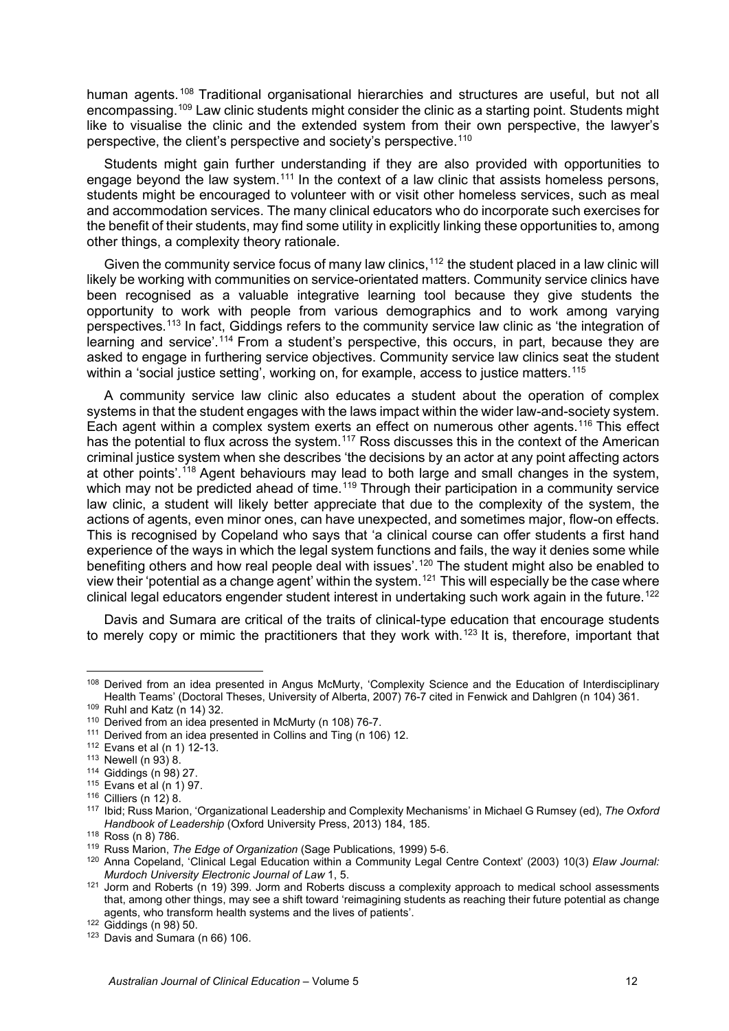human agents.[108] Traditional organisational hierarchies and structures are useful, but not all encompassing.[109] Law clinic students might consider the clinic as a starting point. Students might like to visualise the clinic and the extended system from their own perspective, the lawyer's perspective, the client's perspective and society's perspective.[110]

Students might gain further understanding if they are also provided with opportunities to engage beyond the law system.[111] In the context of a law clinic that assists homeless persons, students might be encouraged to volunteer with or visit other homeless services, such as meal and accommodation services. The many clinical educators who do incorporate such exercises for the benefit of their students, may find some utility in explicitly linking these opportunities to, among other things, a complexity theory rationale.

Given the community service focus of many law clinics,[112] the student placed in a law clinic will likely be working with communities on service-orientated matters. Community service clinics have been recognised as a valuable integrative learning tool because they give students the opportunity to work with people from various demographics and to work among varying perspectives.[113] In fact, Giddings refers to the community service law clinic as 'the integration of learning and service'.[114] From a student's perspective, this occurs, in part, because they are asked to engage in furthering service objectives. Community service law clinics seat the student within a 'social justice setting', working on, for example, access to justice matters.[115]

A community service law clinic also educates a student about the operation of complex systems in that the student engages with the laws impact within the wider law-and-society system. Each agent within a complex system exerts an effect on numerous other agents.[116] This effect has the potential to flux across the system.[117] Ross discusses this in the context of the American criminal justice system when she describes 'the decisions by an actor at any point affecting actors at other points'.[118] Agent behaviours may lead to both large and small changes in the system, which may not be predicted ahead of time.[119] Through their participation in a community service law clinic, a student will likely better appreciate that due to the complexity of the system, the actions of agents, even minor ones, can have unexpected, and sometimes major, flow-on effects. This is recognised by Copeland who says that 'a clinical course can offer students a first hand experience of the ways in which the legal system functions and fails, the way it denies some while benefiting others and how real people deal with issues'.[120] The student might also be enabled to view their 'potential as a change agent' within the system.[121] This will especially be the case where clinical legal educators engender student interest in undertaking such work again in the future.[122]

Davis and Sumara are critical of the traits of clinical-type education that encourage students to merely copy or mimic the practitioners that they work with.[123] It is, therefore, important that

---

[108] Derived from an idea presented in Angus McMurty, 'Complexity Science and the Education of Interdisciplinary Health Teams' (Doctoral Theses, University of Alberta, 2007) 76-7 cited in Fenwick and Dahlgren (n 104) 361.

[109] Ruhl and Katz (n 14) 32.

[110] Derived from an idea presented in McMurty (n 108) 76-7.

[111] Derived from an idea presented in Collins and Ting (n 106) 12.

[112] Evans et al (n 1) 12-13.

[113] Newell (n 93) 8.

[114] Giddings (n 98) 27.

[115] Evans et al (n 1) 97.

[116] Cilliers (n 12) 8.

[117] Ibid; Russ Marion, 'Organizational Leadership and Complexity Mechanisms' in Michael G Rumsey (ed), *The Oxford Handbook of Leadership* (Oxford University Press, 2013) 184, 185.

[118] Ross (n 8) 786.

[119] Russ Marion, *The Edge of Organization* (Sage Publications, 1999) 5-6.

[120] Anna Copeland, 'Clinical Legal Education within a Community Legal Centre Context' (2003) 10(3) *Elaw Journal: Murdoch University Electronic Journal of Law* 1, 5.

[121] Jorm and Roberts (n 19) 399. Jorm and Roberts discuss a complexity approach to medical school assessments that, among other things, may see a shift toward 'reimagining students as reaching their future potential as change agents, who transform health systems and the lives of patients'.

[122] Giddings (n 98) 50.

[123] Davis and Sumara (n 66) 106.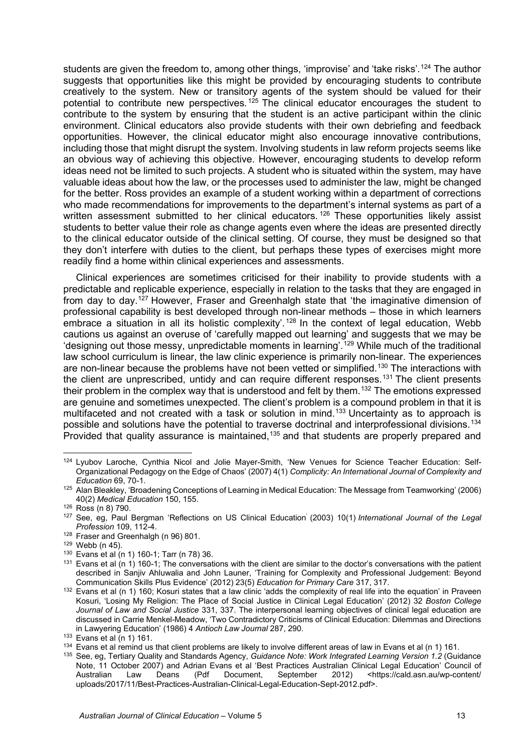students are given the freedom to, among other things, 'improvise' and 'take risks'.[124] The author suggests that opportunities like this might be provided by encouraging students to contribute creatively to the system. New or transitory agents of the system should be valued for their potential to contribute new perspectives.[125] The clinical educator encourages the student to contribute to the system by ensuring that the student is an active participant within the clinic environment. Clinical educators also provide students with their own debriefing and feedback opportunities. However, the clinical educator might also encourage innovative contributions, including those that might disrupt the system. Involving students in law reform projects seems like an obvious way of achieving this objective. However, encouraging students to develop reform ideas need not be limited to such projects. A student who is situated within the system, may have valuable ideas about how the law, or the processes used to administer the law, might be changed for the better. Ross provides an example of a student working within a department of corrections who made recommendations for improvements to the department's internal systems as part of a written assessment submitted to her clinical educators.[126] These opportunities likely assist students to better value their role as change agents even where the ideas are presented directly to the clinical educator outside of the clinical setting. Of course, they must be designed so that they don't interfere with duties to the client, but perhaps these types of exercises might more readily find a home within clinical experiences and assessments.

Clinical experiences are sometimes criticised for their inability to provide students with a predictable and replicable experience, especially in relation to the tasks that they are engaged in from day to day.[127] However, Fraser and Greenhalgh state that 'the imaginative dimension of professional capability is best developed through non-linear methods – those in which learners embrace a situation in all its holistic complexity'.[128] In the context of legal education, Webb cautions us against an overuse of 'carefully mapped out learning' and suggests that we may be 'designing out those messy, unpredictable moments in learning'.[129] While much of the traditional law school curriculum is linear, the law clinic experience is primarily non-linear. The experiences are non-linear because the problems have not been vetted or simplified.[130] The interactions with the client are unprescribed, untidy and can require different responses.[131] The client presents their problem in the complex way that is understood and felt by them.[132] The emotions expressed are genuine and sometimes unexpected. The client's problem is a compound problem in that it is multifaceted and not created with a task or solution in mind.[133] Uncertainty as to approach is possible and solutions have the potential to traverse doctrinal and interprofessional divisions.[134] Provided that quality assurance is maintained,[135] and that students are properly prepared and

---

[124] Lyubov Laroche, Cynthia Nicol and Jolie Mayer-Smith, 'New Venues for Science Teacher Education: Self-Organizational Pedagogy on the Edge of Chaos' (2007) 4(1) *Complicity: An International Journal of Complexity and Education* 69, 70-1.

[125] Alan Bleakley, 'Broadening Conceptions of Learning in Medical Education: The Message from Teamworking' (2006) 40(2) *Medical Education* 150, 155.

[126] Ross (n 8) 790.

[127] See, eg, Paul Bergman 'Reflections on US Clinical Education' (2003) 10(1) *International Journal of the Legal Profession* 109, 112-4.

[128] Fraser and Greenhalgh (n 96) 801.

[129] Webb (n 45).

[130] Evans et al (n 1) 160-1; Tarr (n 78) 36.

[131] Evans et al (n 1) 160-1; The conversations with the client are similar to the doctor's conversations with the patient described in Sanjiv Ahluwalia and John Launer, 'Training for Complexity and Professional Judgement: Beyond Communication Skills Plus Evidence' (2012) 23(5) *Education for Primary Care* 317, 317.

[132] Evans et al (n 1) 160; Kosuri states that a law clinic 'adds the complexity of real life into the equation' in Praveen Kosuri, 'Losing My Religion: The Place of Social Justice in Clinical Legal Education' (2012) 32 *Boston College Journal of Law and Social Justice* 331, 337. The interpersonal learning objectives of clinical legal education are discussed in Carrie Menkel-Meadow, 'Two Contradictory Criticisms of Clinical Education: Dilemmas and Directions in Lawyering Education' (1986) 4 *Antioch Law Journal* 287, 290.

[133] Evans et al (n 1) 161.

[134] Evans et al remind us that client problems are likely to involve different areas of law in Evans et al (n 1) 161.

[135] See, eg, Tertiary Quality and Standards Agency, *Guidance Note: Work Integrated Learning Version 1.2* (Guidance Note, 11 October 2007) and Adrian Evans et al 'Best Practices Australian Clinical Legal Education' Council of Australian Law Deans (Pdf Document, September 2012) <https://cald.asn.au/wp-content/uploads/2017/11/Best-Practices-Australian-Clinical-Legal-Education-Sept-2012.pdf>.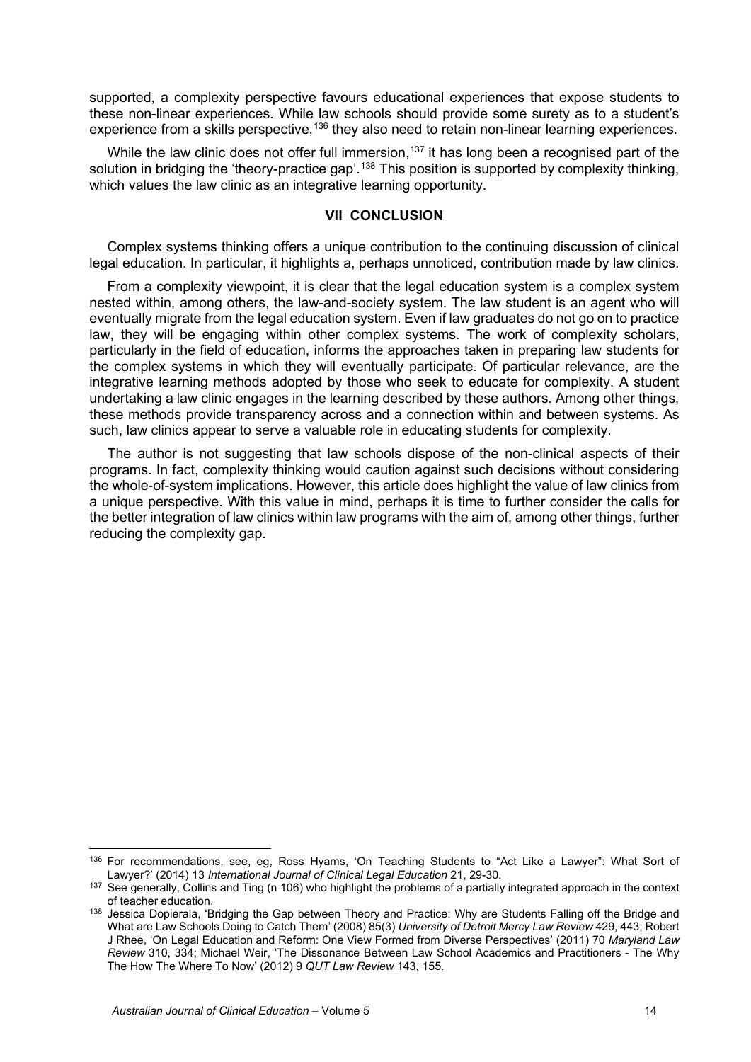supported, a complexity perspective favours educational experiences that expose students to these non-linear experiences. While law schools should provide some surety as to a student's experience from a skills perspective,[136] they also need to retain non-linear learning experiences.

While the law clinic does not offer full immersion,[137] it has long been a recognised part of the solution in bridging the 'theory-practice gap'.[138] This position is supported by complexity thinking, which values the law clinic as an integrative learning opportunity.

## VII CONCLUSION

Complex systems thinking offers a unique contribution to the continuing discussion of clinical legal education. In particular, it highlights a, perhaps unnoticed, contribution made by law clinics.

From a complexity viewpoint, it is clear that the legal education system is a complex system nested within, among others, the law-and-society system. The law student is an agent who will eventually migrate from the legal education system. Even if law graduates do not go on to practice law, they will be engaging within other complex systems. The work of complexity scholars, particularly in the field of education, informs the approaches taken in preparing law students for the complex systems in which they will eventually participate. Of particular relevance, are the integrative learning methods adopted by those who seek to educate for complexity. A student undertaking a law clinic engages in the learning described by these authors. Among other things, these methods provide transparency across and a connection within and between systems. As such, law clinics appear to serve a valuable role in educating students for complexity.

The author is not suggesting that law schools dispose of the non-clinical aspects of their programs. In fact, complexity thinking would caution against such decisions without considering the whole-of-system implications. However, this article does highlight the value of law clinics from a unique perspective. With this value in mind, perhaps it is time to further consider the calls for the better integration of law clinics within law programs with the aim of, among other things, further reducing the complexity gap.

---

[136] For recommendations, see, eg, Ross Hyams, 'On Teaching Students to "Act Like a Lawyer": What Sort of Lawyer?' (2014) 13 *International Journal of Clinical Legal Education* 21, 29-30.

[137] See generally, Collins and Ting (n 106) who highlight the problems of a partially integrated approach in the context of teacher education.

[138] Jessica Dopierala, 'Bridging the Gap between Theory and Practice: Why are Students Falling off the Bridge and What are Law Schools Doing to Catch Them' (2008) 85(3) *University of Detroit Mercy Law Review* 429, 443; Robert J Rhee, 'On Legal Education and Reform: One View Formed from Diverse Perspectives' (2011) 70 *Maryland Law Review* 310, 334; Michael Weir, 'The Dissonance Between Law School Academics and Practitioners - The Why The How The Where To Now' (2012) 9 *QUT Law Review* 143, 155.